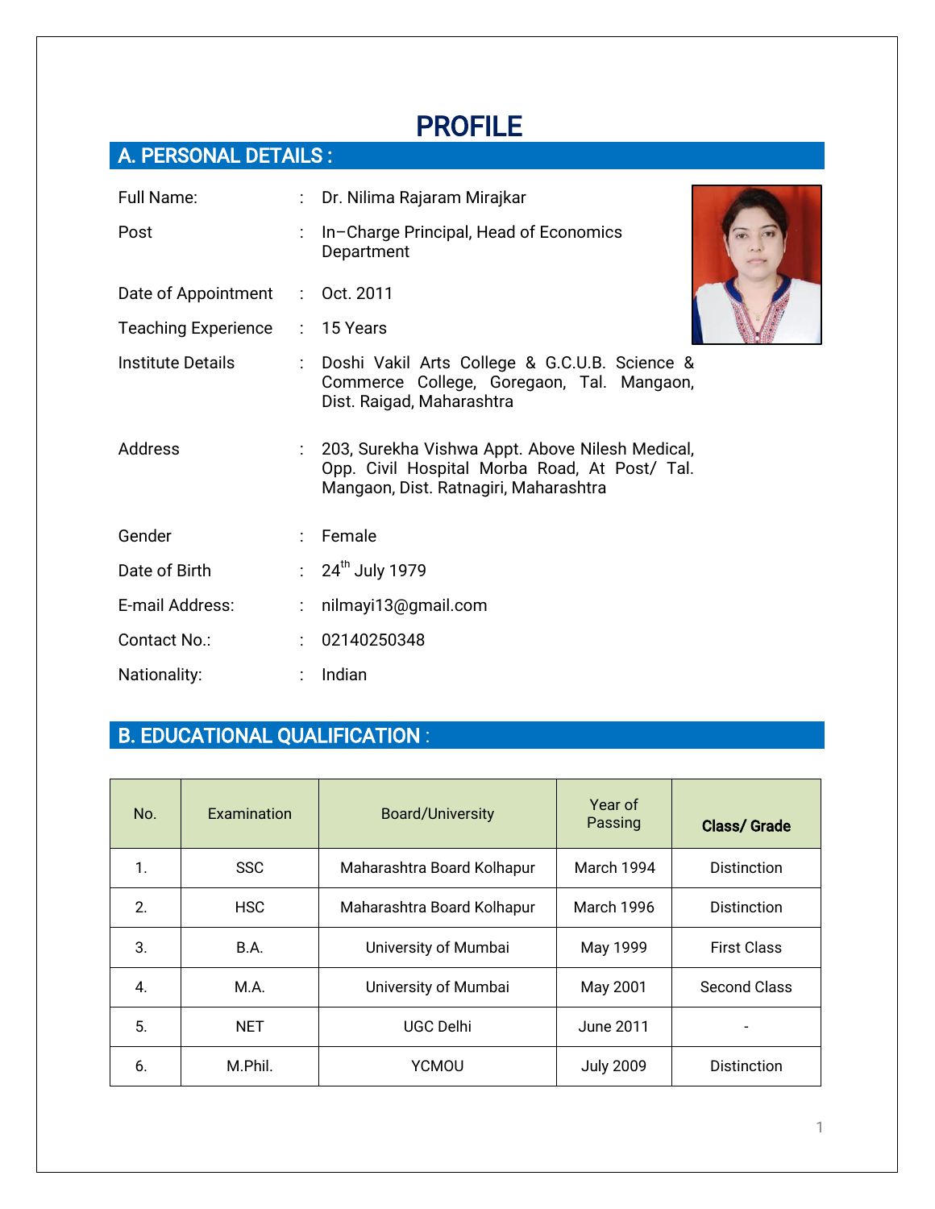# PROFILE

## A. PERSONAL DETAILS :

| | | |
|---|---|---|
| Full Name: | : | Dr. Nilima Rajaram Mirajkar |
| Post | : | In–Charge Principal, Head of Economics Department |
| Date of Appointment | : | Oct. 2011 |
| Teaching Experience | : | 15 Years |
| Institute Details | : | Doshi Vakil Arts College & G.C.U.B. Science & Commerce College, Goregaon, Tal. Mangaon, Dist. Raigad, Maharashtra |
| Address | : | 203, Surekha Vishwa Appt. Above Nilesh Medical, Opp. Civil Hospital Morba Road, At Post/ Tal. Mangaon, Dist. Ratnagiri, Maharashtra |
| Gender | : | Female |
| Date of Birth | : | 24th July 1979 |
| E-mail Address: | : | nilmayi13@gmail.com |
| Contact No.: | : | 02140250348 |
| Nationality: | : | Indian |

## B. EDUCATIONAL QUALIFICATION :

| No. | Examination | Board/University | Year of Passing | **Class/ Grade** |
|---|---|---|---|---|
| 1. | SSC | Maharashtra Board Kolhapur | March 1994 | Distinction |
| 2. | HSC | Maharashtra Board Kolhapur | March 1996 | Distinction |
| 3. | B.A. | University of Mumbai | May 1999 | First Class |
| 4. | M.A. | University of Mumbai | May 2001 | Second Class |
| 5. | NET | UGC Delhi | June 2011 | - |
| 6. | M.Phil. | YCMOU | July 2009 | Distinction |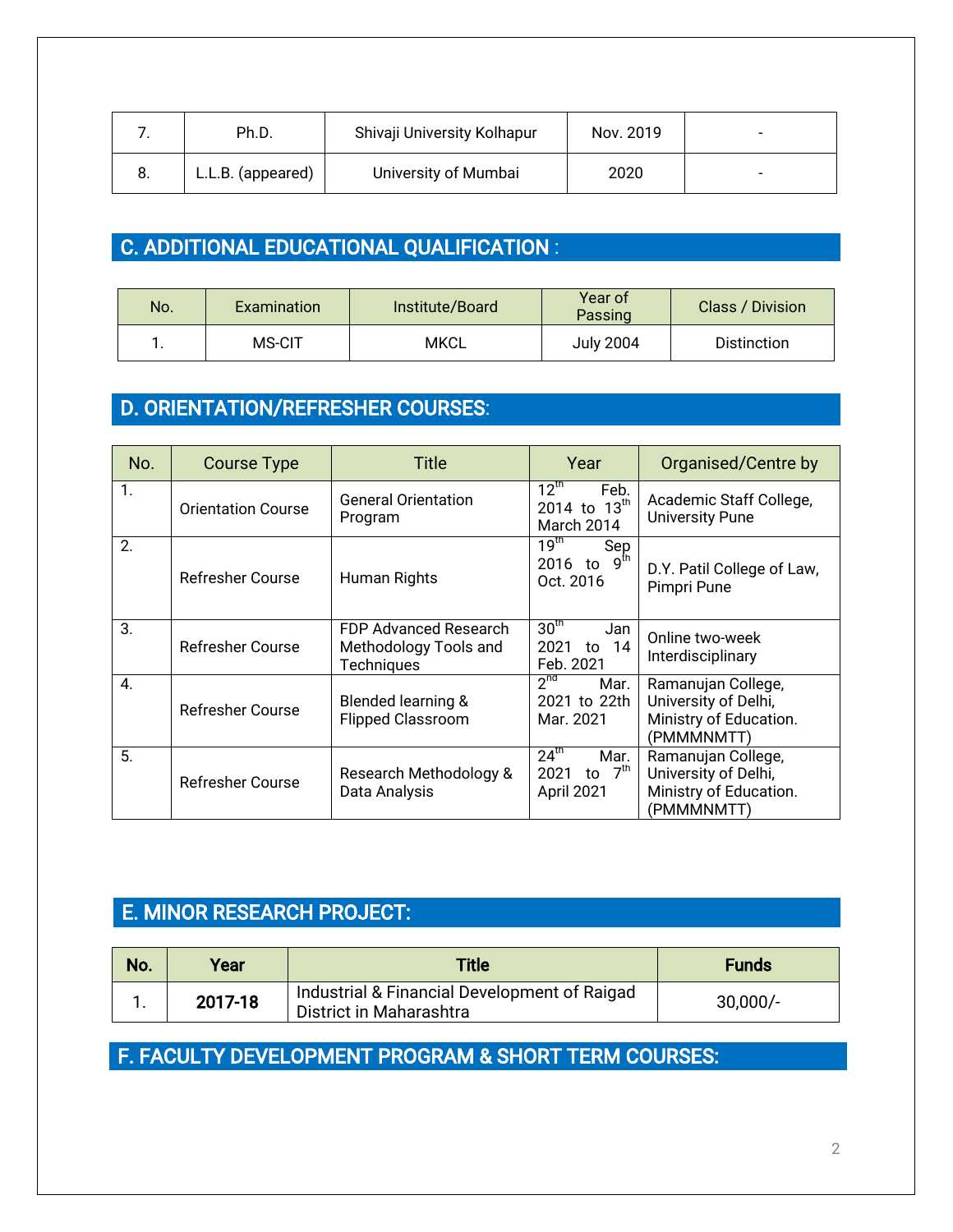| 7. | Ph.D. | Shivaji University Kolhapur | Nov. 2019 | - |
|---|---|---|---|---|
| 8. | L.L.B. (appeared) | University of Mumbai | 2020 | - |

## C. ADDITIONAL EDUCATIONAL QUALIFICATION :

| No. | Examination | Institute/Board | Year of Passing | Class / Division |
|---|---|---|---|---|
| 1. | MS-CIT | MKCL | July 2004 | Distinction |

## D. ORIENTATION/REFRESHER COURSES:

| No. | Course Type | Title | Year | Organised/Centre by |
|---|---|---|---|---|
| 1. | Orientation Course | General Orientation Program | 12th Feb. 2014 to 13th March 2014 | Academic Staff College, University Pune |
| 2. | Refresher Course | Human Rights | 19th Sep 2016 to 9th Oct. 2016 | D.Y. Patil College of Law, Pimpri Pune |
| 3. | Refresher Course | FDP Advanced Research Methodology Tools and Techniques | 30th Jan 2021 to 14 Feb. 2021 | Online two-week Interdisciplinary |
| 4. | Refresher Course | Blended learning & Flipped Classroom | 2nd Mar. 2021 to 22th Mar. 2021 | Ramanujan College, University of Delhi, Ministry of Education. (PMMMNMTT) |
| 5. | Refresher Course | Research Methodology & Data Analysis | 24th Mar. 2021 to 7th April 2021 | Ramanujan College, University of Delhi, Ministry of Education. (PMMMNMTT) |

## E. MINOR RESEARCH PROJECT:

| No. | Year | Title | Funds |
|---|---|---|---|
| 1. | **2017-18** | Industrial & Financial Development of Raigad District in Maharashtra | 30,000/- |

## F. FACULTY DEVELOPMENT PROGRAM & SHORT TERM COURSES: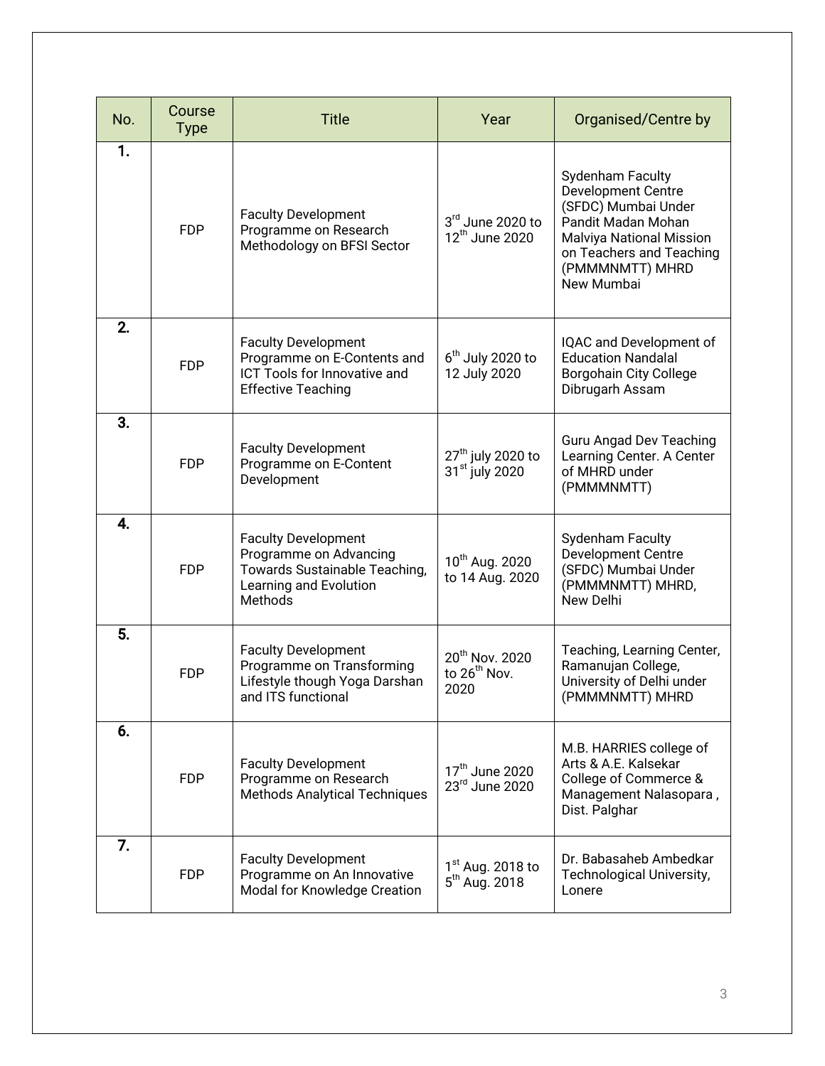| No. | Course Type | Title | Year | Organised/Centre by |
|---|---|---|---|---|
| 1. | FDP | Faculty Development Programme on Research Methodology on BFSI Sector | 3rd June 2020 to 12th June 2020 | Sydenham Faculty Development Centre (SFDC) Mumbai Under Pandit Madan Mohan Malviya National Mission on Teachers and Teaching (PMMMNMTT) MHRD New Mumbai |
| 2. | FDP | Faculty Development Programme on E-Contents and ICT Tools for Innovative and Effective Teaching | 6th July 2020 to 12 July 2020 | IQAC and Development of Education Nandalal Borgohain City College Dibrugarh Assam |
| 3. | FDP | Faculty Development Programme on E-Content Development | 27th july 2020 to 31st july 2020 | Guru Angad Dev Teaching Learning Center. A Center of MHRD under (PMMMNMTT) |
| 4. | FDP | Faculty Development Programme on Advancing Towards Sustainable Teaching, Learning and Evolution Methods | 10th Aug. 2020 to 14 Aug. 2020 | Sydenham Faculty Development Centre (SFDC) Mumbai Under (PMMMNMTT) MHRD, New Delhi |
| 5. | FDP | Faculty Development Programme on Transforming Lifestyle though Yoga Darshan and ITS functional | 20th Nov. 2020 to 26th Nov. 2020 | Teaching, Learning Center, Ramanujan College, University of Delhi under (PMMMNMTT) MHRD |
| 6. | FDP | Faculty Development Programme on Research Methods Analytical Techniques | 17th June 2020 23rd June 2020 | M.B. HARRIES college of Arts & A.E. Kalsekar College of Commerce & Management Nalasopara , Dist. Palghar |
| 7. | FDP | Faculty Development Programme on An Innovative Modal for Knowledge Creation | 1st Aug. 2018 to 5th Aug. 2018 | Dr. Babasaheb Ambedkar Technological University, Lonere |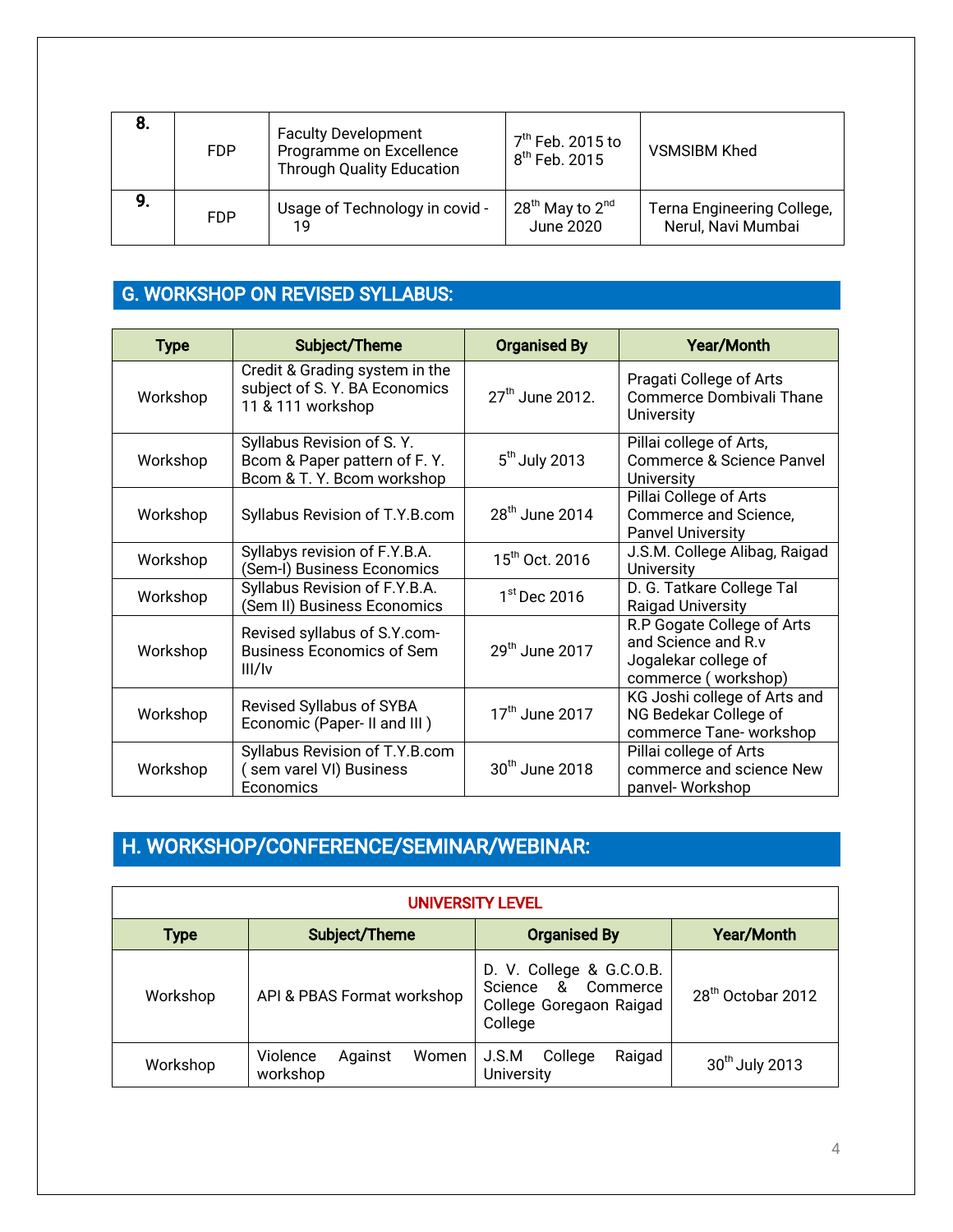| 8. | FDP | Faculty Development Programme on Excellence Through Quality Education | 7th Feb. 2015 to 8th Feb. 2015 | VSMSIBM Khed |
|---|---|---|---|---|
| 9. | FDP | Usage of Technology in covid - 19 | 28th May to 2nd June 2020 | Terna Engineering College, Nerul, Navi Mumbai |

## G. WORKSHOP ON REVISED SYLLABUS:

| Type | Subject/Theme | Organised By | Year/Month |
|---|---|---|---|
| Workshop | Credit & Grading system in the subject of S. Y. BA Economics 11 & 111 workshop | 27th June 2012. | Pragati College of Arts Commerce Dombivali Thane University |
| Workshop | Syllabus Revision of S. Y. Bcom & Paper pattern of F. Y. Bcom & T. Y. Bcom workshop | 5th July 2013 | Pillai college of Arts, Commerce & Science Panvel University |
| Workshop | Syllabus Revision of T.Y.B.com | 28th June 2014 | Pillai College of Arts Commerce and Science, Panvel University |
| Workshop | Syllabys revision of F.Y.B.A. (Sem-I) Business Economics | 15th Oct. 2016 | J.S.M. College Alibag, Raigad University |
| Workshop | Syllabus Revision of F.Y.B.A. (Sem II) Business Economics | 1st Dec 2016 | D. G. Tatkare College Tal Raigad University |
| Workshop | Revised syllabus of S.Y.com-Business Economics of Sem III/Iv | 29th June 2017 | R.P Gogate College of Arts and Science and R.v Jogalekar college of commerce ( workshop) |
| Workshop | Revised Syllabus of SYBA Economic (Paper- II and III ) | 17th June 2017 | KG Joshi college of Arts and NG Bedekar College of commerce Tane- workshop |
| Workshop | Syllabus Revision of T.Y.B.com ( sem varel VI) Business Economics | 30th June 2018 | Pillai college of Arts commerce and science New panvel- Workshop |

## H. WORKSHOP/CONFERENCE/SEMINAR/WEBINAR:

| UNIVERSITY LEVEL | | | |
|---|---|---|---|
| **Type** | **Subject/Theme** | **Organised By** | **Year/Month** |
| Workshop | API & PBAS Format workshop | D. V. College & G.C.O.B. Science & Commerce College Goregaon Raigad College | 28th Octobar 2012 |
| Workshop | Violence Against Women workshop | J.S.M College Raigad University | 30th July 2013 |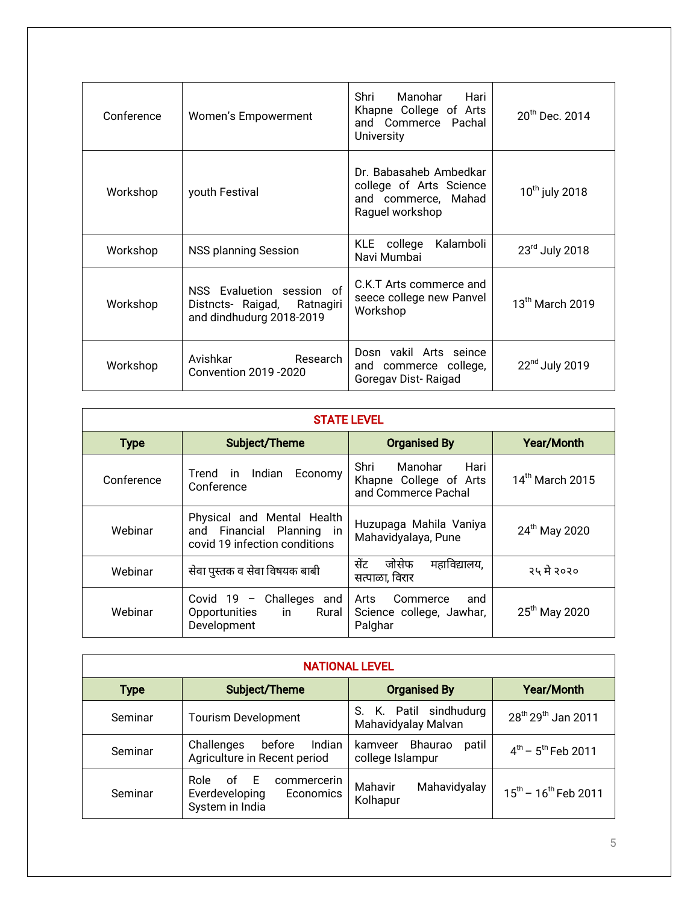| Conference | Women's Empowerment | Shri Manohar Hari Khapne College of Arts and Commerce Pachal University | 20th Dec. 2014 |
|---|---|---|---|
| Workshop | youth Festival | Dr. Babasaheb Ambedkar college of Arts Science and commerce, Mahad Raguel workshop | 10th july 2018 |
| Workshop | NSS planning Session | KLE college Kalamboli Navi Mumbai | 23rd July 2018 |
| Workshop | NSS Evaluetion session of Distncts- Raigad, Ratnagiri and dindhudurg 2018-2019 | C.K.T Arts commerce and seece college new Panvel Workshop | 13th March 2019 |
| Workshop | Avishkar Research Convention 2019 -2020 | Dosn vakil Arts seince and commerce college, Goregav Dist- Raigad | 22nd July 2019 |

**STATE LEVEL**

| Type | Subject/Theme | Organised By | Year/Month |
|---|---|---|---|
| Conference | Trend in Indian Economy Conference | Shri Manohar Hari Khapne College of Arts and Commerce Pachal | 14th March 2015 |
| Webinar | Physical and Mental Health and Financial Planning in covid 19 infection conditions | Huzupaga Mahila Vaniya Mahavidyalaya, Pune | 24th May 2020 |
| Webinar | सेवा पुस्तक व सेवा विषयक बाबी | सेंट जोसेफ महाविद्यालय, सत्पाळा, विरार | २५ मे २०२० |
| Webinar | Covid 19 – Challeges and Opportunities in Rural Development | Arts Commerce and Science college, Jawhar, Palghar | 25th May 2020 |

**NATIONAL LEVEL**

| Type | Subject/Theme | Organised By | Year/Month |
|---|---|---|---|
| Seminar | Tourism Development | S. K. Patil sindhudurg Mahavidyalay Malvan | 28th 29th Jan 2011 |
| Seminar | Challenges before Indian Agriculture in Recent period | kamveer Bhaurao patil college Islampur | 4th – 5th Feb 2011 |
| Seminar | Role of E commercerin Everdeveloping Economics System in India | Mahavir Mahavidyalay Kolhapur | 15th – 16th Feb 2011 |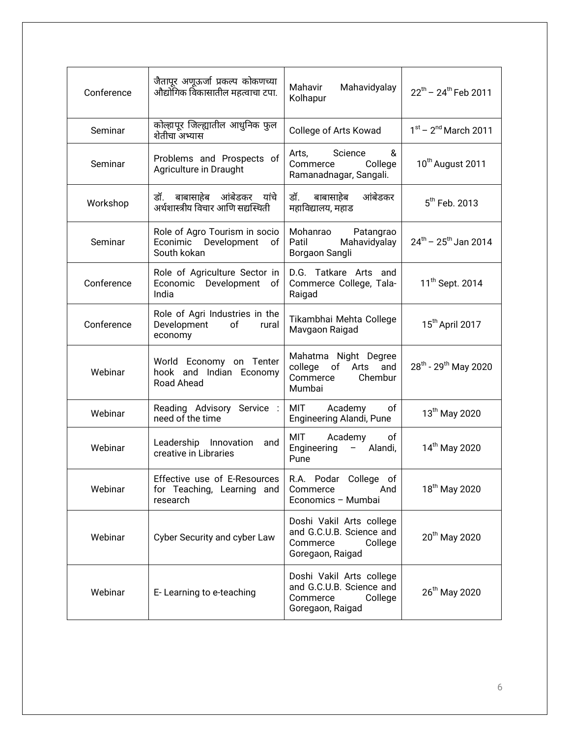| Conference | जैतापूर अणूऊर्जा प्रकल्प कोकणच्या औद्योगिक विकासातील महत्वाचा टपा. | Mahavir Mahavidyalay Kolhapur | 22th – 24th Feb 2011 |
|---|---|---|---|
| Seminar | कोल्हापूर जिल्ह्यातील आधुनिक फुल शेतीचा अभ्यास | College of Arts Kowad | 1st – 2nd March 2011 |
| Seminar | Problems and Prospects of Agriculture in Draught | Arts, Science & Commerce College Ramanadnagar, Sangali. | 10th August 2011 |
| Workshop | डॉ. बाबासाहेब आंबेडकर यांचे अर्थशास्त्रीय विचार आणि सद्यस्थिती | डॉ. बाबासाहेब आंबेडकर महाविद्यालय, महाड | 5th Feb. 2013 |
| Seminar | Role of Agro Tourism in socio Econimic Development of South kokan | Mohanrao Patangrao Patil Mahavidyalay Borgaon Sangli | 24th – 25th Jan 2014 |
| Conference | Role of Agriculture Sector in Economic Development of India | D.G. Tatkare Arts and Commerce College, Tala-Raigad | 11th Sept. 2014 |
| Conference | Role of Agri Industries in the Development of rural economy | Tikambhai Mehta College Mavgaon Raigad | 15th April 2017 |
| Webinar | World Economy on Tenter hook and Indian Economy Road Ahead | Mahatma Night Degree college of Arts and Commerce Chembur Mumbai | 28th - 29th May 2020 |
| Webinar | Reading Advisory Service : need of the time | MIT Academy of Engineering Alandi, Pune | 13th May 2020 |
| Webinar | Leadership Innovation and creative in Libraries | MIT Academy of Engineering – Alandi, Pune | 14th May 2020 |
| Webinar | Effective use of E-Resources for Teaching, Learning and research | R.A. Podar College of Commerce And Economics – Mumbai | 18th May 2020 |
| Webinar | Cyber Security and cyber Law | Doshi Vakil Arts college and G.C.U.B. Science and Commerce College Goregaon, Raigad | 20th May 2020 |
| Webinar | E- Learning to e-teaching | Doshi Vakil Arts college and G.C.U.B. Science and Commerce College Goregaon, Raigad | 26th May 2020 |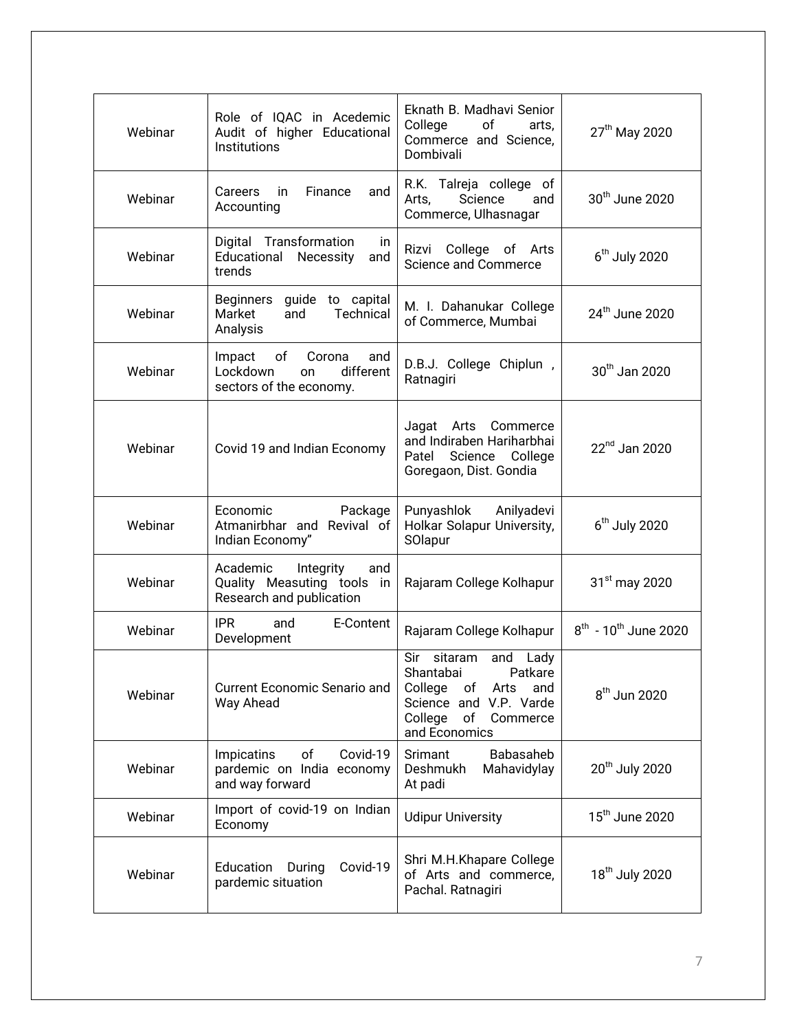| Webinar | Role of IQAC in Acedemic Audit of higher Educational Institutions | Eknath B. Madhavi Senior College of arts, Commerce and Science, Dombivali | 27th May 2020 |
|---|---|---|---|
| Webinar | Careers in Finance and Accounting | R.K. Talreja college of Arts, Science and Commerce, Ulhasnagar | 30th June 2020 |
| Webinar | Digital Transformation in Educational Necessity and trends | Rizvi College of Arts Science and Commerce | 6th July 2020 |
| Webinar | Beginners guide to capital Market and Technical Analysis | M. I. Dahanukar College of Commerce, Mumbai | 24th June 2020 |
| Webinar | Impact of Corona and Lockdown on different sectors of the economy. | D.B.J. College Chiplun , Ratnagiri | 30th Jan 2020 |
| Webinar | Covid 19 and Indian Economy | Jagat Arts Commerce and Indiraben Hariharbhai Patel Science College Goregaon, Dist. Gondia | 22nd Jan 2020 |
| Webinar | Economic Package Atmanirbhar and Revival of Indian Economy" | Punyashlok Anilyadevi Holkar Solapur University, SOlapur | 6th July 2020 |
| Webinar | Academic Integrity and Quality Measuting tools in Research and publication | Rajaram College Kolhapur | 31st may 2020 |
| Webinar | IPR and E-Content Development | Rajaram College Kolhapur | 8th - 10th June 2020 |
| Webinar | Current Economic Senario and Way Ahead | Sir sitaram and Lady Shantabai Patkare College of Arts and Science and V.P. Varde College of Commerce and Economics | 8th Jun 2020 |
| Webinar | Impicatins of Covid-19 pardemic on India economy and way forward | Srimant Babasaheb Deshmukh Mahavidylay At padi | 20th July 2020 |
| Webinar | Import of covid-19 on Indian Economy | Udipur University | 15th June 2020 |
| Webinar | Education During Covid-19 pardemic situation | Shri M.H.Khapare College of Arts and commerce, Pachal. Ratnagiri | 18th July 2020 |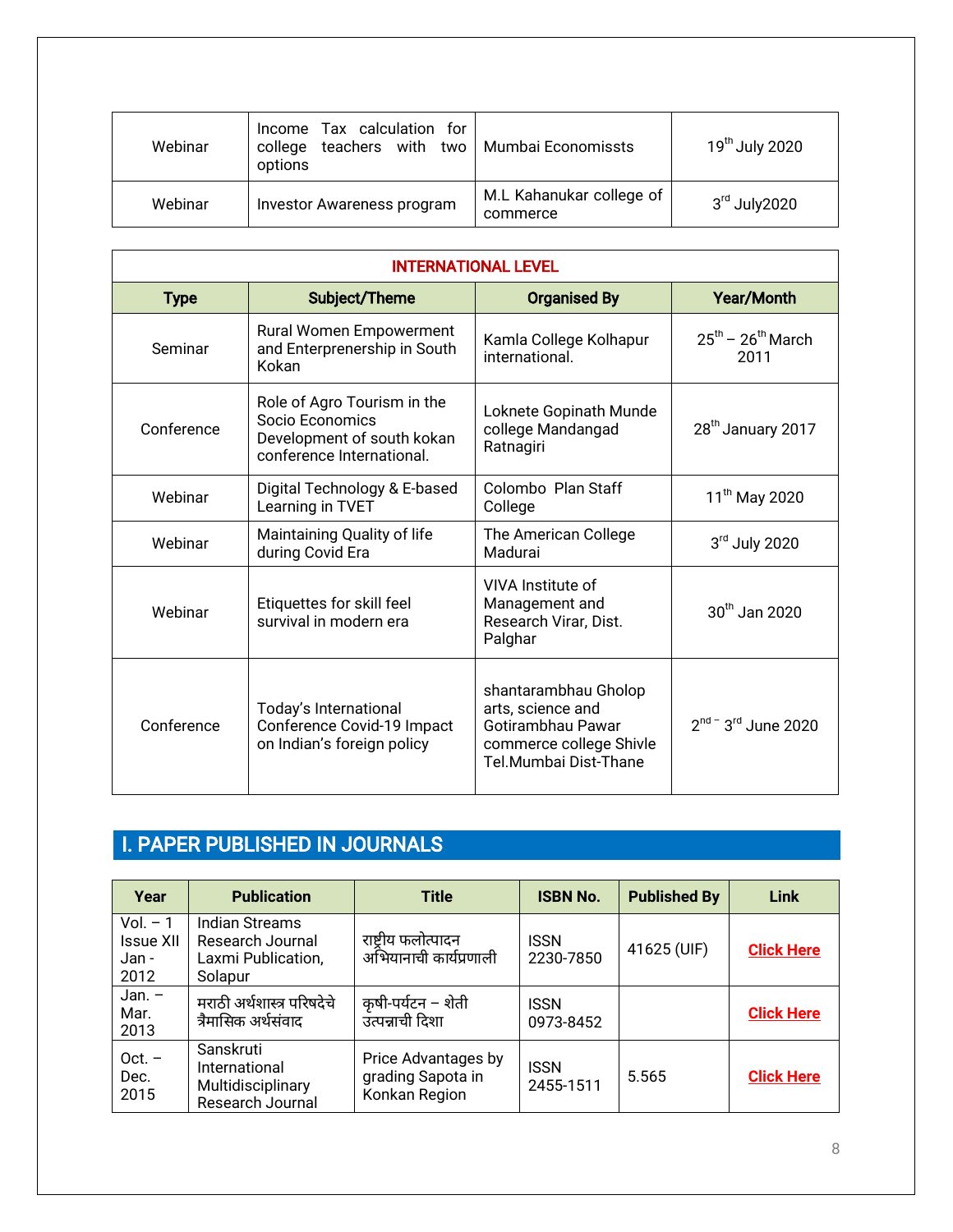| Webinar | Income Tax calculation for college teachers with two options | Mumbai Economissts | 19th July 2020 |
|---|---|---|---|
| Webinar | Investor Awareness program | M.L Kahanukar college of commerce | 3rd July2020 |

| INTERNATIONAL LEVEL | | | |
|---|---|---|---|
| **Type** | **Subject/Theme** | **Organised By** | **Year/Month** |
| Seminar | Rural Women Empowerment and Enterpreneurship in South Kokan | Kamla College Kolhapur international. | 25th – 26th March 2011 |
| Conference | Role of Agro Tourism in the Socio Economics Development of south kokan conference International. | Loknete Gopinath Munde college Mandangad Ratnagiri | 28th January 2017 |
| Webinar | Digital Technology & E-based Learning in TVET | Colombo Plan Staff College | 11th May 2020 |
| Webinar | Maintaining Quality of life during Covid Era | The American College Madurai | 3rd July 2020 |
| Webinar | Etiquettes for skill feel survival in modern era | VIVA Institute of Management and Research Virar, Dist. Palghar | 30th Jan 2020 |
| Conference | Today's International Conference Covid-19 Impact on Indian's foreign policy | shantarambhau Gholop arts, science and Gotirambhau Pawar commerce college Shivle Tel.Mumbai Dist-Thane | 2nd – 3rd June 2020 |

## I. PAPER PUBLISHED IN JOURNALS

| Year | Publication | Title | ISBN No. | Published By | Link |
|---|---|---|---|---|---|
| Vol. – 1 Issue XII Jan - 2012 | Indian Streams Research Journal Laxmi Publication, Solapur | राष्ट्रीय फलोत्पादन अभियानाची कार्यप्रणाली | ISSN 2230-7850 | 41625 (UIF) | Click Here |
| Jan. – Mar. 2013 | मराठी अर्थशास्त्र परिषदेचे त्रैमासिक अर्थसंवाद | कृषी-पर्यटन – शेती उत्पन्नाची दिशा | ISSN 0973-8452 | | Click Here |
| Oct. – Dec. 2015 | Sanskruti International Multidisciplinary Research Journal | Price Advantages by grading Sapota in Konkan Region | ISSN 2455-1511 | 5.565 | Click Here |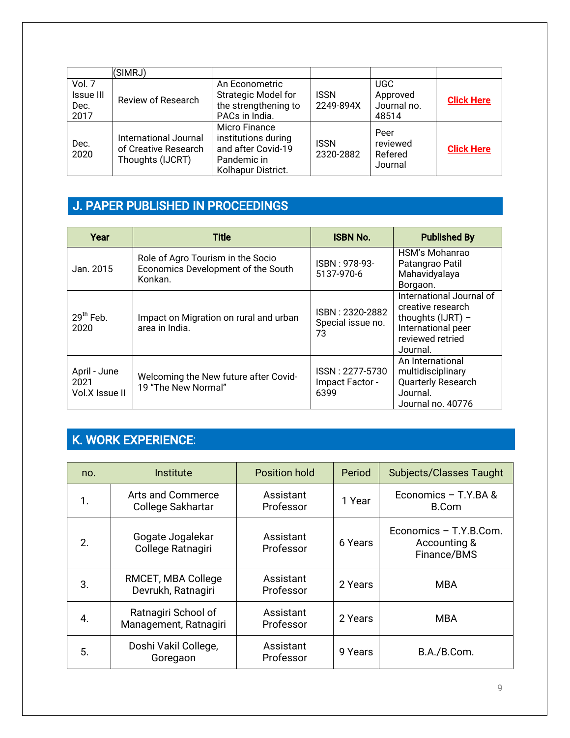| | (SIMRJ) | | | | |
|---|---|---|---|---|---|
| Vol. 7 Issue III Dec. 2017 | Review of Research | An Econometric Strategic Model for the strengthening to PACs in India. | ISSN 2249-894X | UGC Approved Journal no. 48514 | **Click Here** |
| Dec. 2020 | International Journal of Creative Research Thoughts (IJCRT) | Micro Finance institutions during and after Covid-19 Pandemic in Kolhapur District. | ISSN 2320-2882 | Peer reviewed Refered Journal | **Click Here** |

## J. PAPER PUBLISHED IN PROCEEDINGS

| Year | Title | ISBN No. | Published By |
|---|---|---|---|
| Jan. 2015 | Role of Agro Tourism in the Socio Economics Development of the South Konkan. | ISBN : 978-93-5137-970-6 | HSM's Mohanrao Patangrao Patil Mahavidyalaya Borgaon. |
| 29th Feb. 2020 | Impact on Migration on rural and urban area in India. | ISBN : 2320-2882 Special issue no. 73 | International Journal of creative research thoughts (IJRT) – International peer reviewed retried Journal. |
| April - June 2021 Vol.X Issue II | Welcoming the New future after Covid-19 "The New Normal" | ISSN : 2277-5730 Impact Factor - 6399 | An International multidisciplinary Quarterly Research Journal. Journal no. 40776 |

## K. WORK EXPERIENCE:

| no. | Institute | Position hold | Period | Subjects/Classes Taught |
|---|---|---|---|---|
| 1. | Arts and Commerce College Sakhartar | Assistant Professor | 1 Year | Economics – T.Y.BA & B.Com |
| 2. | Gogate Jogalekar College Ratnagiri | Assistant Professor | 6 Years | Economics – T.Y.B.Com. Accounting & Finance/BMS |
| 3. | RMCET, MBA College Devrukh, Ratnagiri | Assistant Professor | 2 Years | MBA |
| 4. | Ratnagiri School of Management, Ratnagiri | Assistant Professor | 2 Years | MBA |
| 5. | Doshi Vakil College, Goregaon | Assistant Professor | 9 Years | B.A./B.Com. |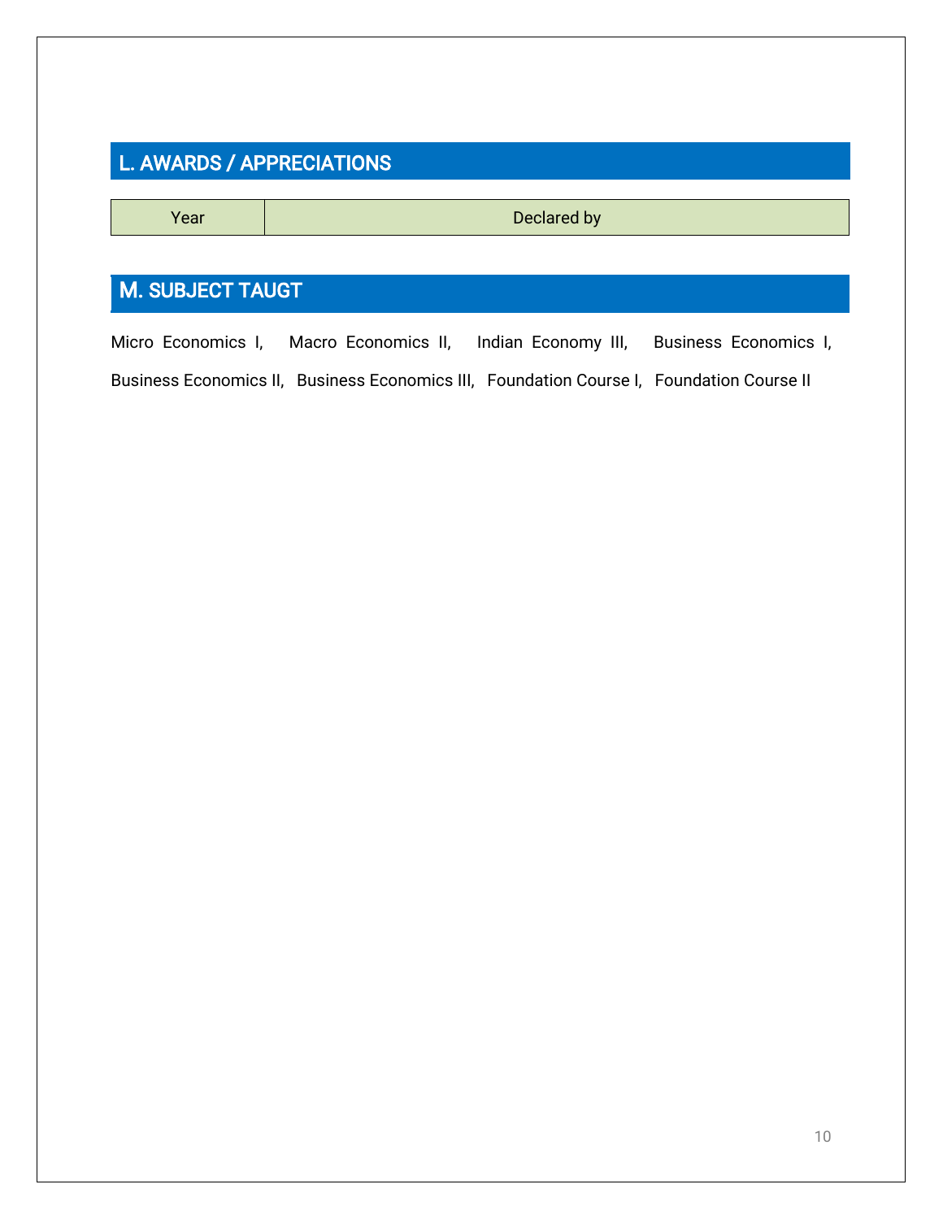## L. AWARDS / APPRECIATIONS

| Year | Declared by |
|---|---|

## M. SUBJECT TAUGT

Micro Economics I, Macro Economics II, Indian Economy III, Business Economics I, Business Economics II, Business Economics III, Foundation Course I, Foundation Course II